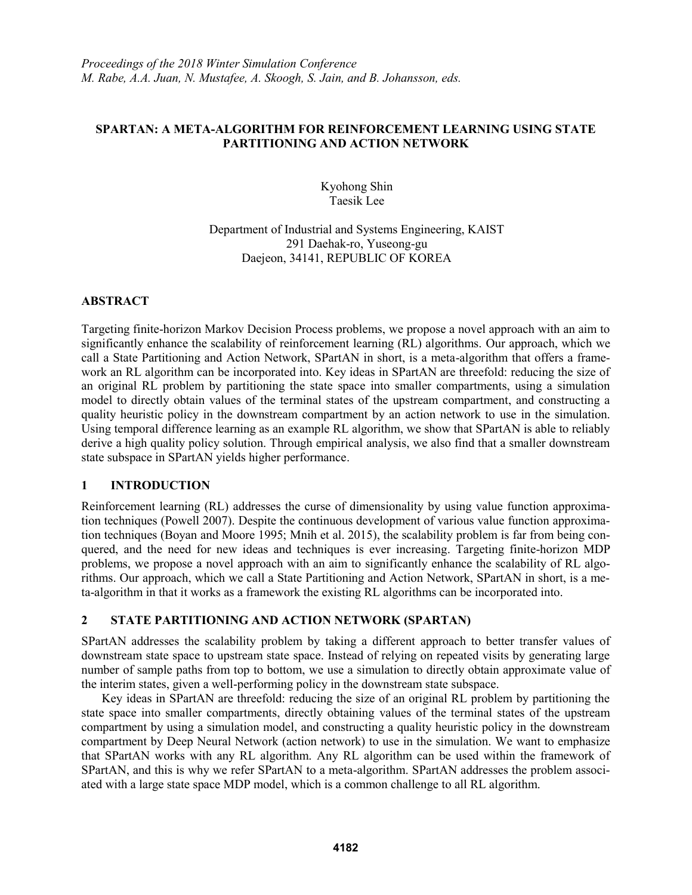*Proceedings of the 2018 Winter Simulation Conference*
*M. Rabe, A.A. Juan, N. Mustafee, A. Skoogh, S. Jain, and B. Johansson, eds.*

# SPARTAN: A META-ALGORITHM FOR REINFORCEMENT LEARNING USING STATE PARTITIONING AND ACTION NETWORK

Kyohong Shin
Taesik Lee

Department of Industrial and Systems Engineering, KAIST
291 Daehak-ro, Yuseong-gu
Daejeon, 34141, REPUBLIC OF KOREA

## ABSTRACT

Targeting finite-horizon Markov Decision Process problems, we propose a novel approach with an aim to significantly enhance the scalability of reinforcement learning (RL) algorithms. Our approach, which we call a State Partitioning and Action Network, SPartAN in short, is a meta-algorithm that offers a framework an RL algorithm can be incorporated into. Key ideas in SPartAN are threefold: reducing the size of an original RL problem by partitioning the state space into smaller compartments, using a simulation model to directly obtain values of the terminal states of the upstream compartment, and constructing a quality heuristic policy in the downstream compartment by an action network to use in the simulation. Using temporal difference learning as an example RL algorithm, we show that SPartAN is able to reliably derive a high quality policy solution. Through empirical analysis, we also find that a smaller downstream state subspace in SPartAN yields higher performance.

## 1 INTRODUCTION

Reinforcement learning (RL) addresses the curse of dimensionality by using value function approximation techniques (Powell 2007). Despite the continuous development of various value function approximation techniques (Boyan and Moore 1995; Mnih et al. 2015), the scalability problem is far from being conquered, and the need for new ideas and techniques is ever increasing. Targeting finite-horizon MDP problems, we propose a novel approach with an aim to significantly enhance the scalability of RL algorithms. Our approach, which we call a State Partitioning and Action Network, SPartAN in short, is a meta-algorithm in that it works as a framework the existing RL algorithms can be incorporated into.

## 2 STATE PARTITIONING AND ACTION NETWORK (SPARTAN)

SPartAN addresses the scalability problem by taking a different approach to better transfer values of downstream state space to upstream state space. Instead of relying on repeated visits by generating large number of sample paths from top to bottom, we use a simulation to directly obtain approximate value of the interim states, given a well-performing policy in the downstream state subspace.

Key ideas in SPartAN are threefold: reducing the size of an original RL problem by partitioning the state space into smaller compartments, directly obtaining values of the terminal states of the upstream compartment by using a simulation model, and constructing a quality heuristic policy in the downstream compartment by Deep Neural Network (action network) to use in the simulation. We want to emphasize that SPartAN works with any RL algorithm. Any RL algorithm can be used within the framework of SPartAN, and this is why we refer SPartAN to a meta-algorithm. SPartAN addresses the problem associated with a large state space MDP model, which is a common challenge to all RL algorithm.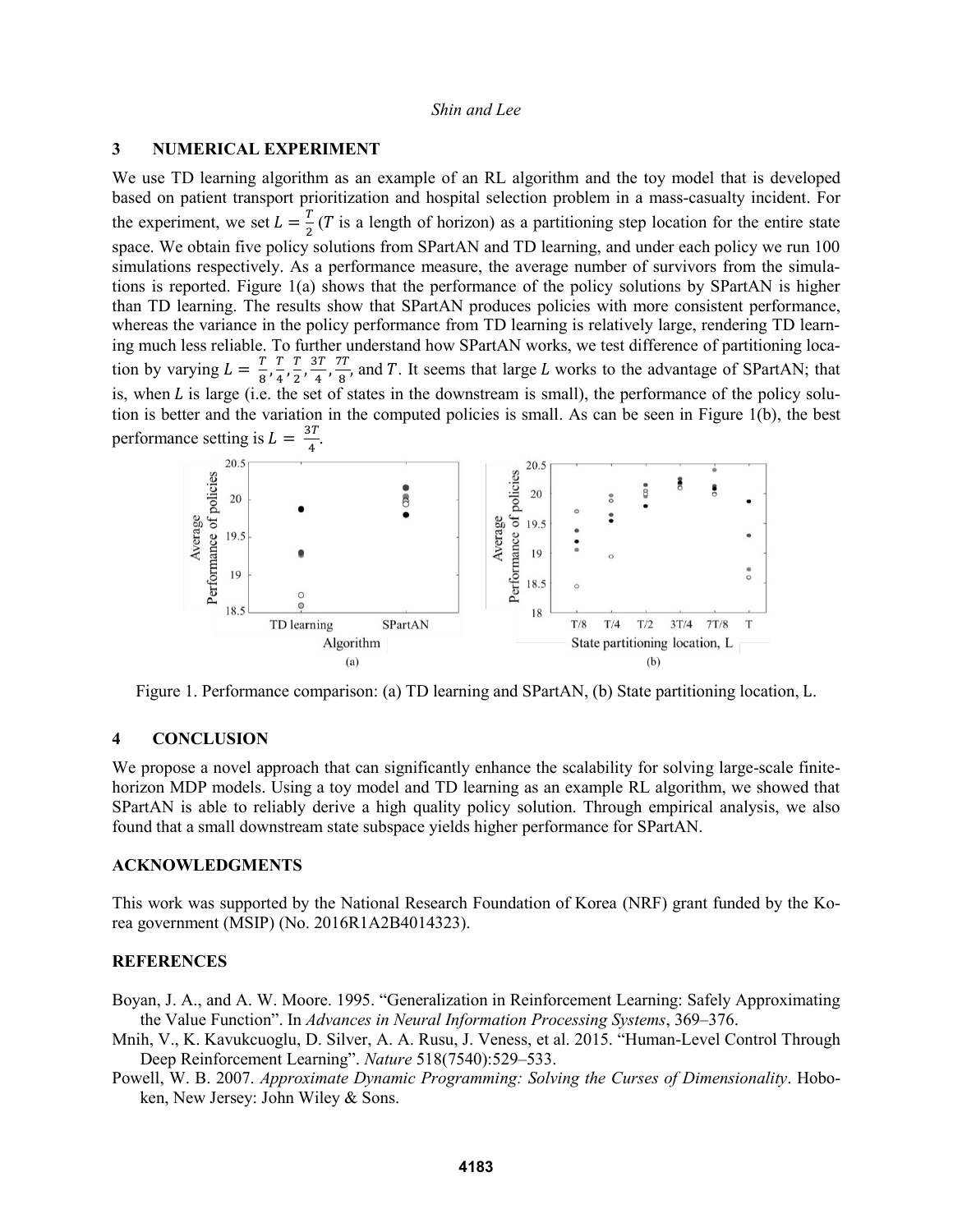## 3 NUMERICAL EXPERIMENT

We use TD learning algorithm as an example of an RL algorithm and the toy model that is developed based on patient transport prioritization and hospital selection problem in a mass-casualty incident. For the experiment, we set $L = \frac{T}{2}$ ($T$ is a length of horizon) as a partitioning step location for the entire state space. We obtain five policy solutions from SPartAN and TD learning, and under each policy we run 100 simulations respectively. As a performance measure, the average number of survivors from the simulations is reported. Figure 1(a) shows that the performance of the policy solutions by SPartAN is higher than TD learning. The results show that SPartAN produces policies with more consistent performance, whereas the variance in the policy performance from TD learning is relatively large, rendering TD learning much less reliable. To further understand how SPartAN works, we test difference of partitioning location by varying $L = \frac{T}{8}, \frac{T}{4}, \frac{T}{2}, \frac{3T}{4}, \frac{7T}{8}$, and $T$. It seems that large $L$ works to the advantage of SPartAN; that is, when $L$ is large (i.e. the set of states in the downstream is small), the performance of the policy solution is better and the variation in the computed policies is small. As can be seen in Figure 1(b), the best performance setting is $L = \frac{3T}{4}$.

Average Performance of policies
20.5
20
19.5
19
18.5
TD learning
SPartAN
Algorithm
(a)

Average Performance of policies
20.5
20
19.5
19
18.5
18
T/8
T/4
T/2
3T/4
7T/8
T
State partitioning location, L
(b)

Figure 1. Performance comparison: (a) TD learning and SPartAN, (b) State partitioning location, L.

## 4 CONCLUSION

We propose a novel approach that can significantly enhance the scalability for solving large-scale finite-horizon MDP models. Using a toy model and TD learning as an example RL algorithm, we showed that SPartAN is able to reliably derive a high quality policy solution. Through empirical analysis, we also found that a small downstream state subspace yields higher performance for SPartAN.

## ACKNOWLEDGMENTS

This work was supported by the National Research Foundation of Korea (NRF) grant funded by the Korea government (MSIP) (No. 2016R1A2B4014323).

## REFERENCES

Boyan, J. A., and A. W. Moore. 1995. "Generalization in Reinforcement Learning: Safely Approximating the Value Function". In *Advances in Neural Information Processing Systems*, 369–376.

Mnih, V., K. Kavukcuoglu, D. Silver, A. A. Rusu, J. Veness, et al. 2015. "Human-Level Control Through Deep Reinforcement Learning". *Nature* 518(7540):529–533.

Powell, W. B. 2007. *Approximate Dynamic Programming: Solving the Curses of Dimensionality*. Hoboken, New Jersey: John Wiley & Sons.